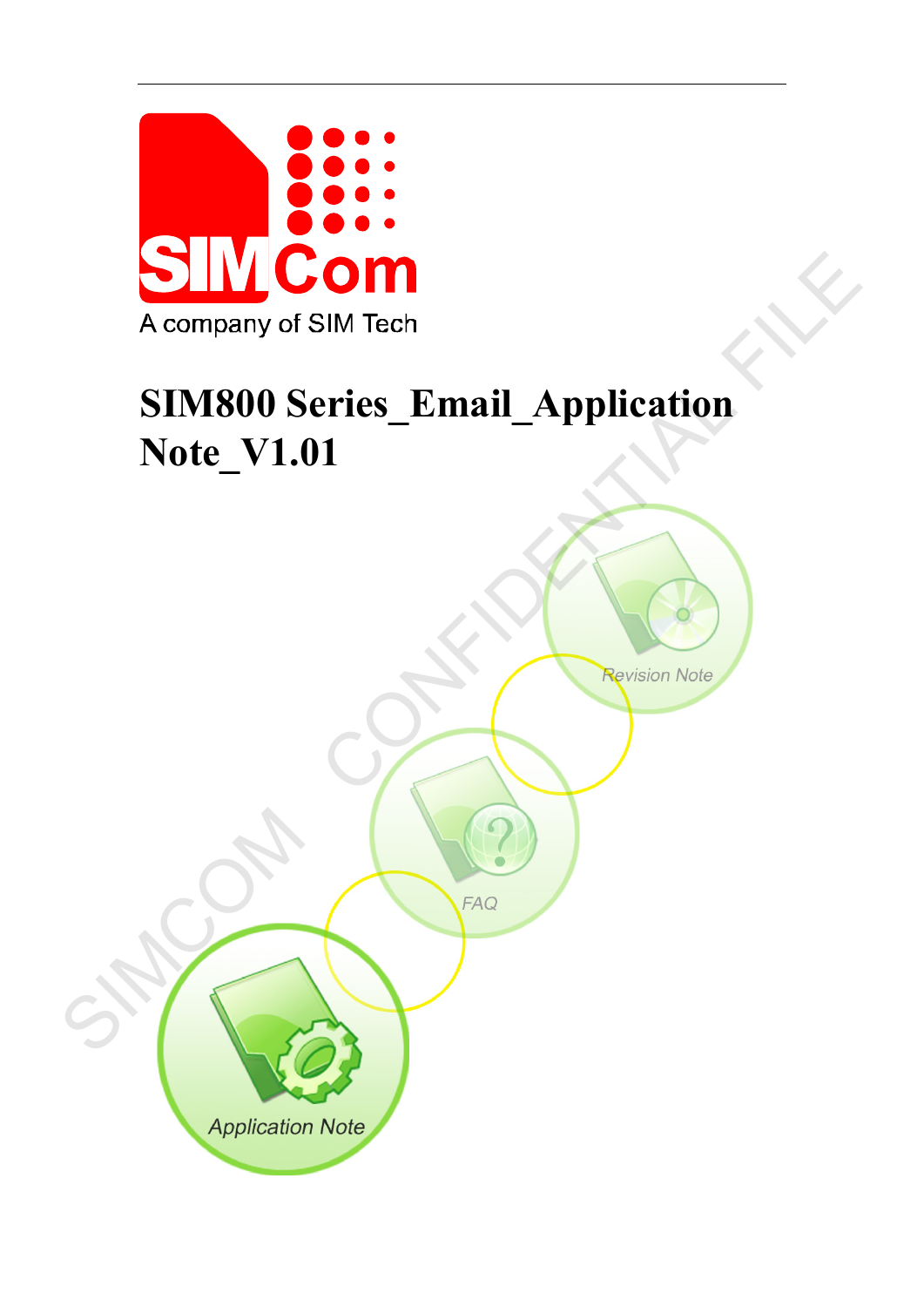SIMCom

A company of SIM Tech

# SIM800 Series_Email_Application Note_V1.01

Revision Note

FAQ

Application Note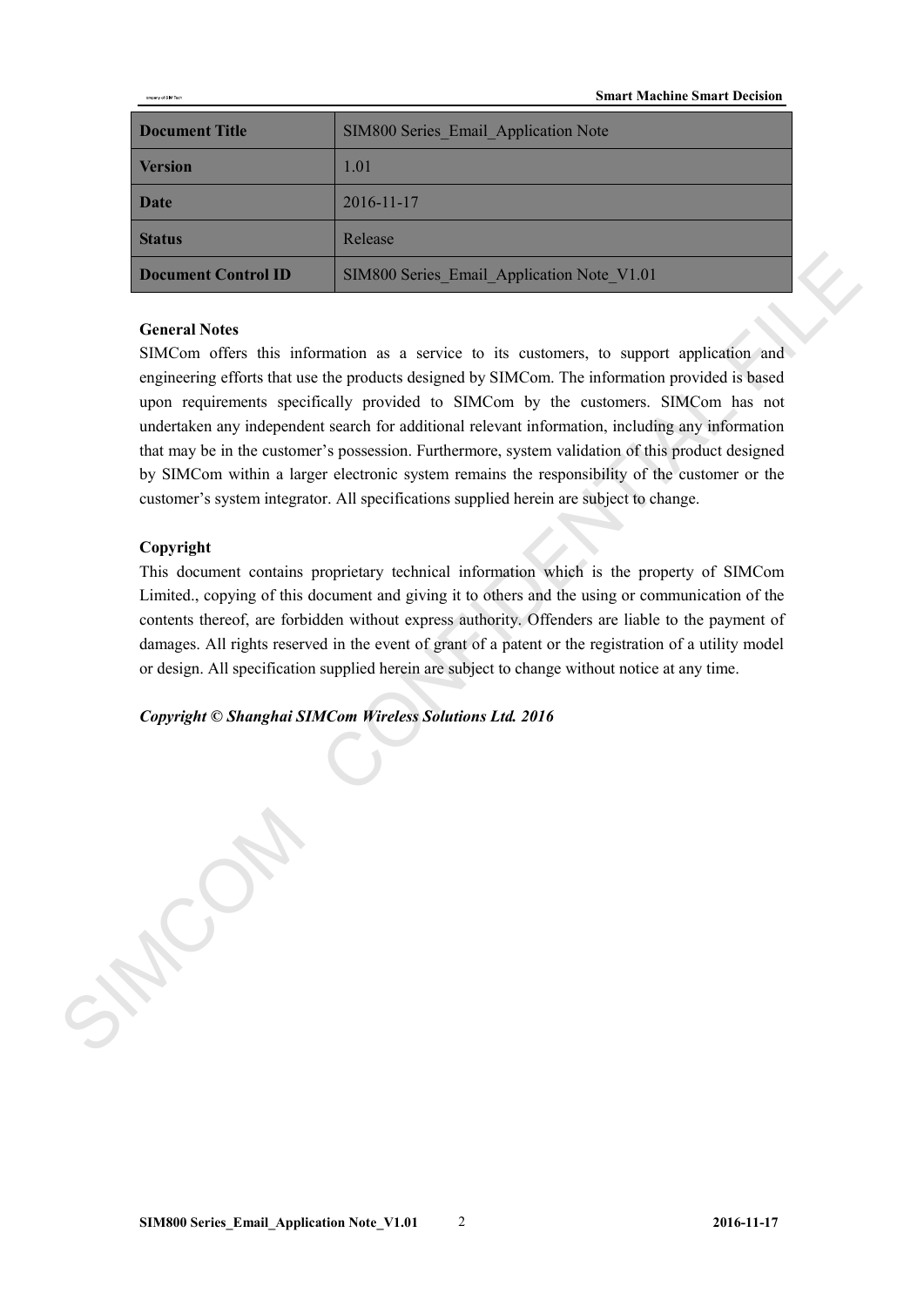| Document Title | SIM800 Series_Email_Application Note |
| --- | --- |
| Version | 1.01 |
| Date | 2016-11-17 |
| Status | Release |
| Document Control ID | SIM800 Series_Email_Application Note_V1.01 |

**General Notes**

SIMCom offers this information as a service to its customers, to support application and engineering efforts that use the products designed by SIMCom. The information provided is based upon requirements specifically provided to SIMCom by the customers. SIMCom has not undertaken any independent search for additional relevant information, including any information that may be in the customer's possession. Furthermore, system validation of this product designed by SIMCom within a larger electronic system remains the responsibility of the customer or the customer's system integrator. All specifications supplied herein are subject to change.

**Copyright**

This document contains proprietary technical information which is the property of SIMCom Limited., copying of this document and giving it to others and the using or communication of the contents thereof, are forbidden without express authority. Offenders are liable to the payment of damages. All rights reserved in the event of grant of a patent or the registration of a utility model or design. All specification supplied herein are subject to change without notice at any time.

***Copyright © Shanghai SIMCom Wireless Solutions Ltd. 2016***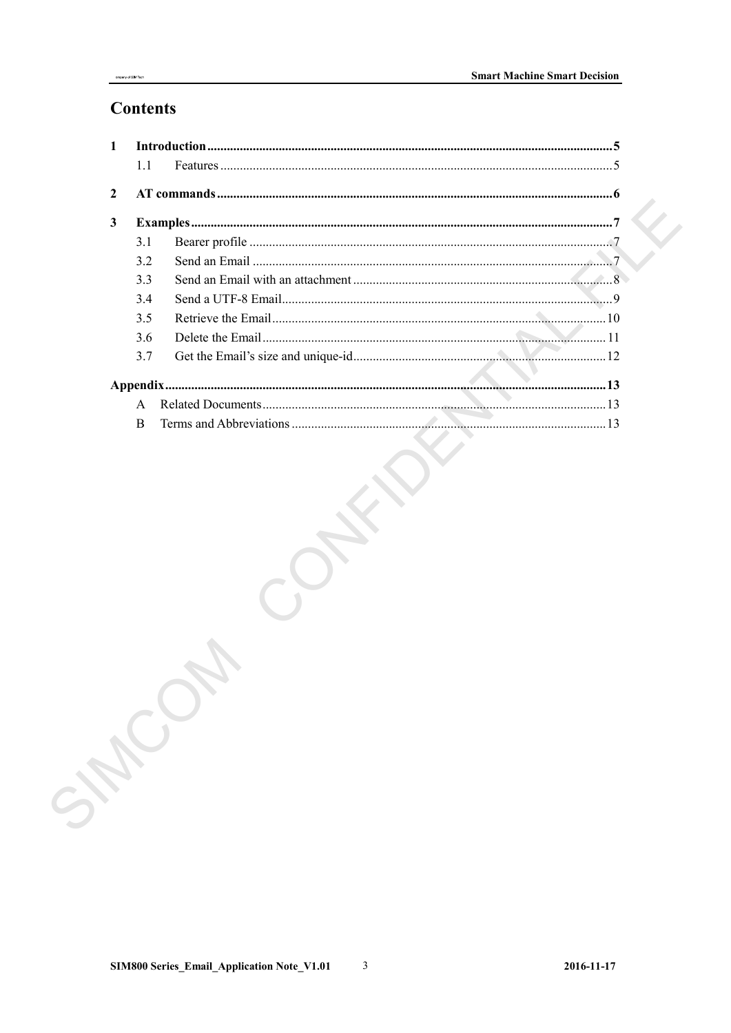# Contents

1 **Introduction** ........................................................................................................................ 5
   1.1 Features ...................................................................................................................... 5

2 **AT commands** ........................................................................................................................ 6

3 **Examples** ................................................................................................................................ 7
   3.1 Bearer profile .............................................................................................................. 7
   3.2 Send an Email .............................................................................................................. 7
   3.3 Send an Email with an attachment ............................................................................... 8
   3.4 Send a UTF-8 Email ...................................................................................................... 9
   3.5 Retrieve the Email ...................................................................................................... 10
   3.6 Delete the Email ......................................................................................................... 11
   3.7 Get the Email's size and unique-id .............................................................................. 12

**Appendix** .................................................................................................................................. 13
   A Related Documents ....................................................................................................... 13
   B Terms and Abbreviations ............................................................................................... 13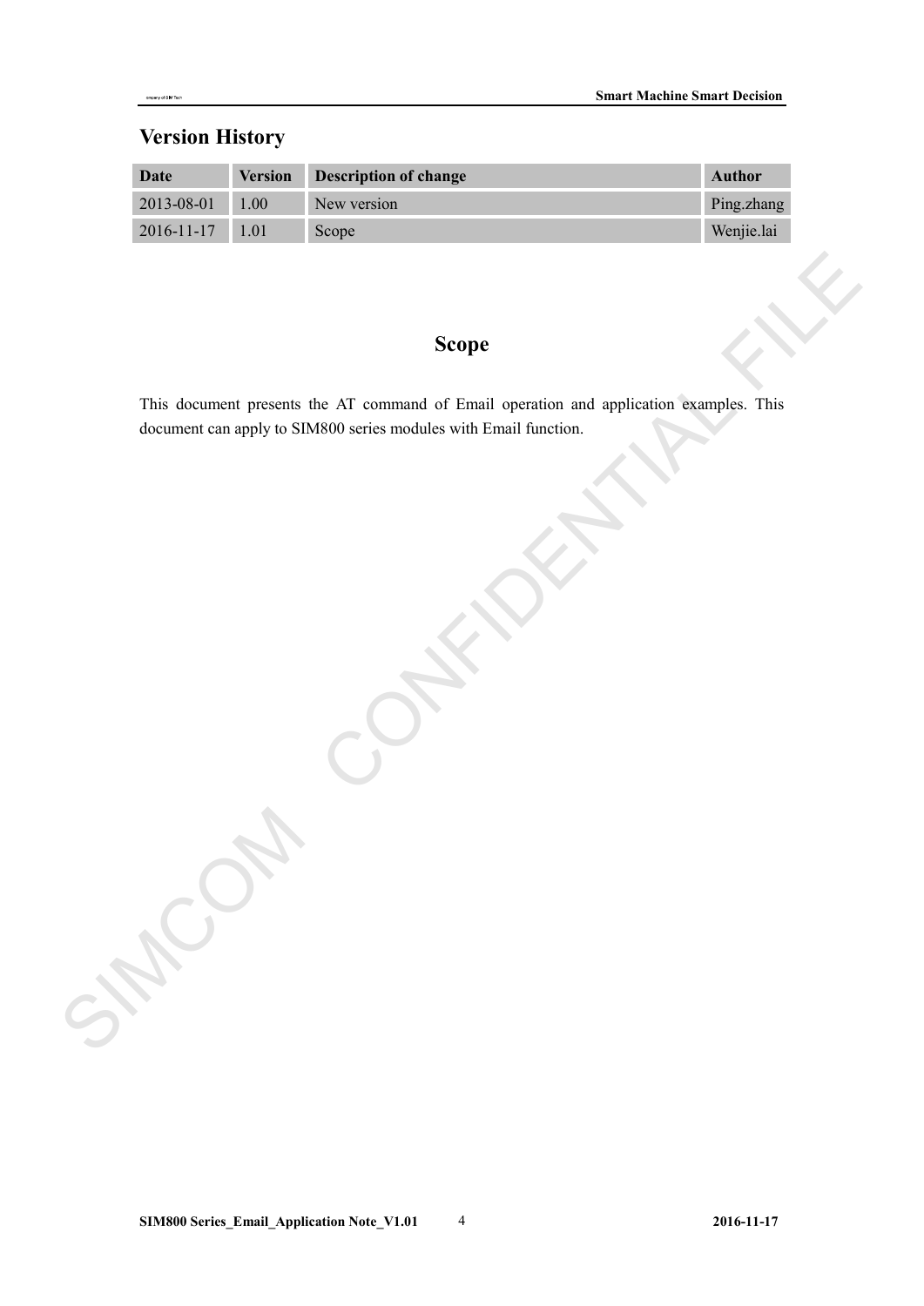## Version History

| Date | Version | Description of change | Author |
|---|---|---|---|
| 2013-08-01 | 1.00 | New version | Ping.zhang |
| 2016-11-17 | 1.01 | Scope | Wenjie.lai |

## Scope

This document presents the AT command of Email operation and application examples. This document can apply to SIM800 series modules with Email function.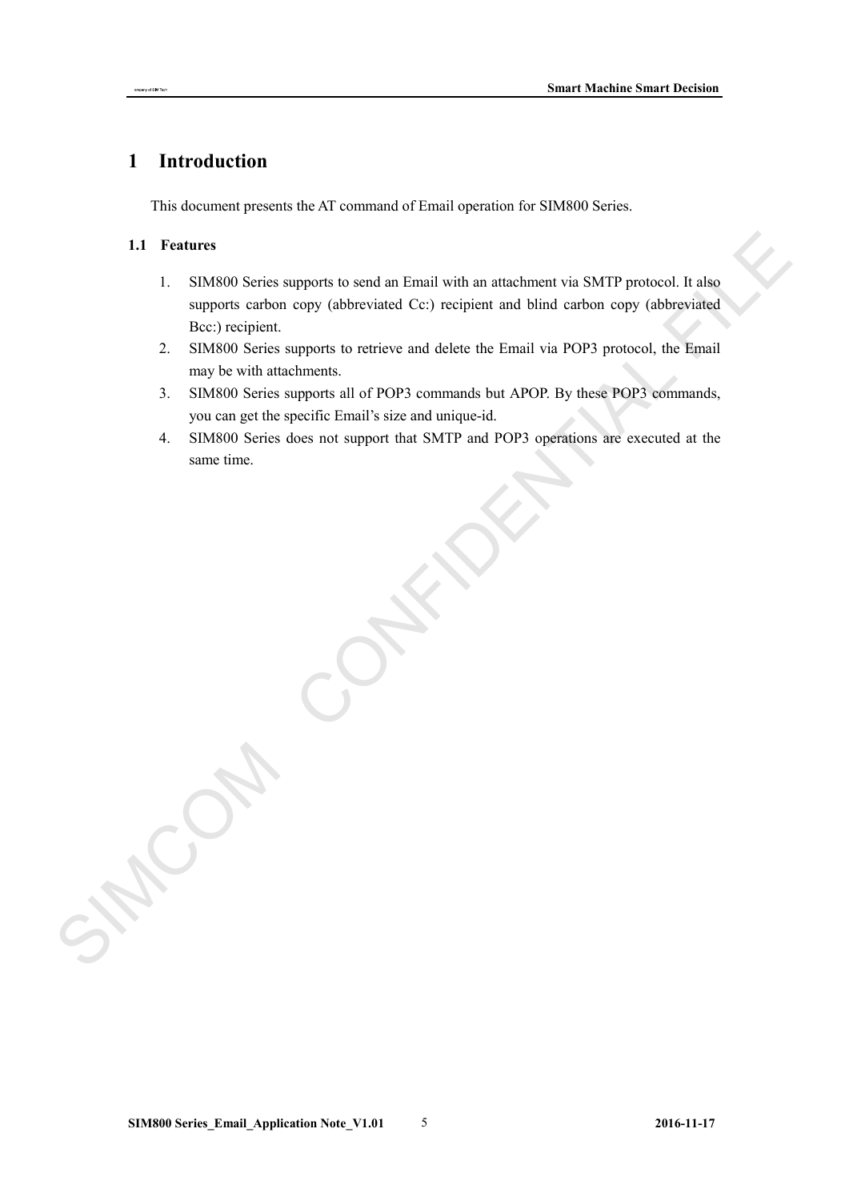# 1 Introduction

This document presents the AT command of Email operation for SIM800 Series.

## 1.1 Features

1. SIM800 Series supports to send an Email with an attachment via SMTP protocol. It also supports carbon copy (abbreviated Cc:) recipient and blind carbon copy (abbreviated Bcc:) recipient.
2. SIM800 Series supports to retrieve and delete the Email via POP3 protocol, the Email may be with attachments.
3. SIM800 Series supports all of POP3 commands but APOP. By these POP3 commands, you can get the specific Email's size and unique-id.
4. SIM800 Series does not support that SMTP and POP3 operations are executed at the same time.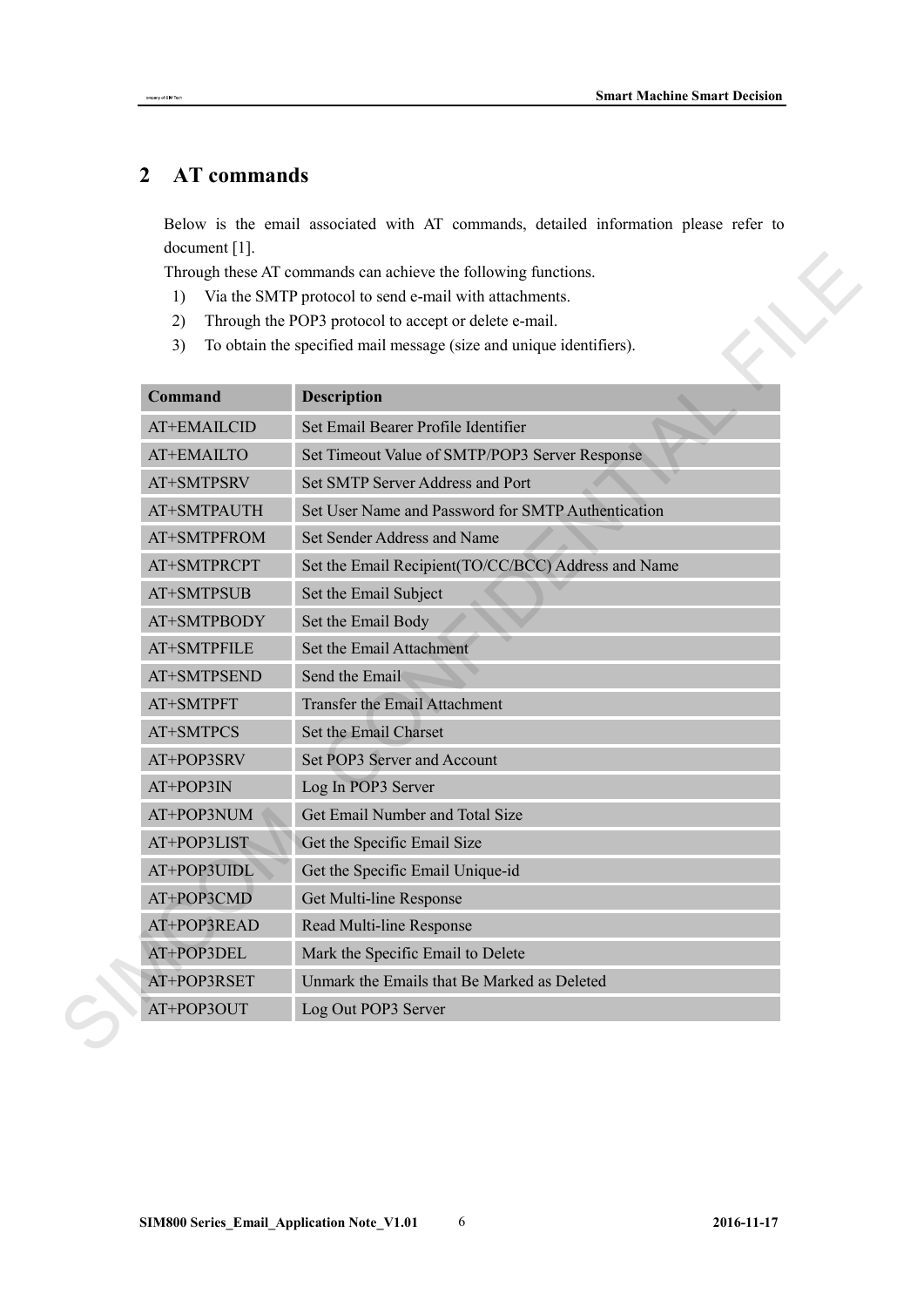## 2 AT commands

Below is the email associated with AT commands, detailed information please refer to document [1].

Through these AT commands can achieve the following functions.

1) Via the SMTP protocol to send e-mail with attachments.
2) Through the POP3 protocol to accept or delete e-mail.
3) To obtain the specified mail message (size and unique identifiers).

| Command | Description |
| --- | --- |
| AT+EMAILCID | Set Email Bearer Profile Identifier |
| AT+EMAILTO | Set Timeout Value of SMTP/POP3 Server Response |
| AT+SMTPSRV | Set SMTP Server Address and Port |
| AT+SMTPAUTH | Set User Name and Password for SMTP Authentication |
| AT+SMTPFROM | Set Sender Address and Name |
| AT+SMTPRCPT | Set the Email Recipient(TO/CC/BCC) Address and Name |
| AT+SMTPSUB | Set the Email Subject |
| AT+SMTPBODY | Set the Email Body |
| AT+SMTPFILE | Set the Email Attachment |
| AT+SMTPSEND | Send the Email |
| AT+SMTPFT | Transfer the Email Attachment |
| AT+SMTPCS | Set the Email Charset |
| AT+POP3SRV | Set POP3 Server and Account |
| AT+POP3IN | Log In POP3 Server |
| AT+POP3NUM | Get Email Number and Total Size |
| AT+POP3LIST | Get the Specific Email Size |
| AT+POP3UIDL | Get the Specific Email Unique-id |
| AT+POP3CMD | Get Multi-line Response |
| AT+POP3READ | Read Multi-line Response |
| AT+POP3DEL | Mark the Specific Email to Delete |
| AT+POP3RSET | Unmark the Emails that Be Marked as Deleted |
| AT+POP3OUT | Log Out POP3 Server |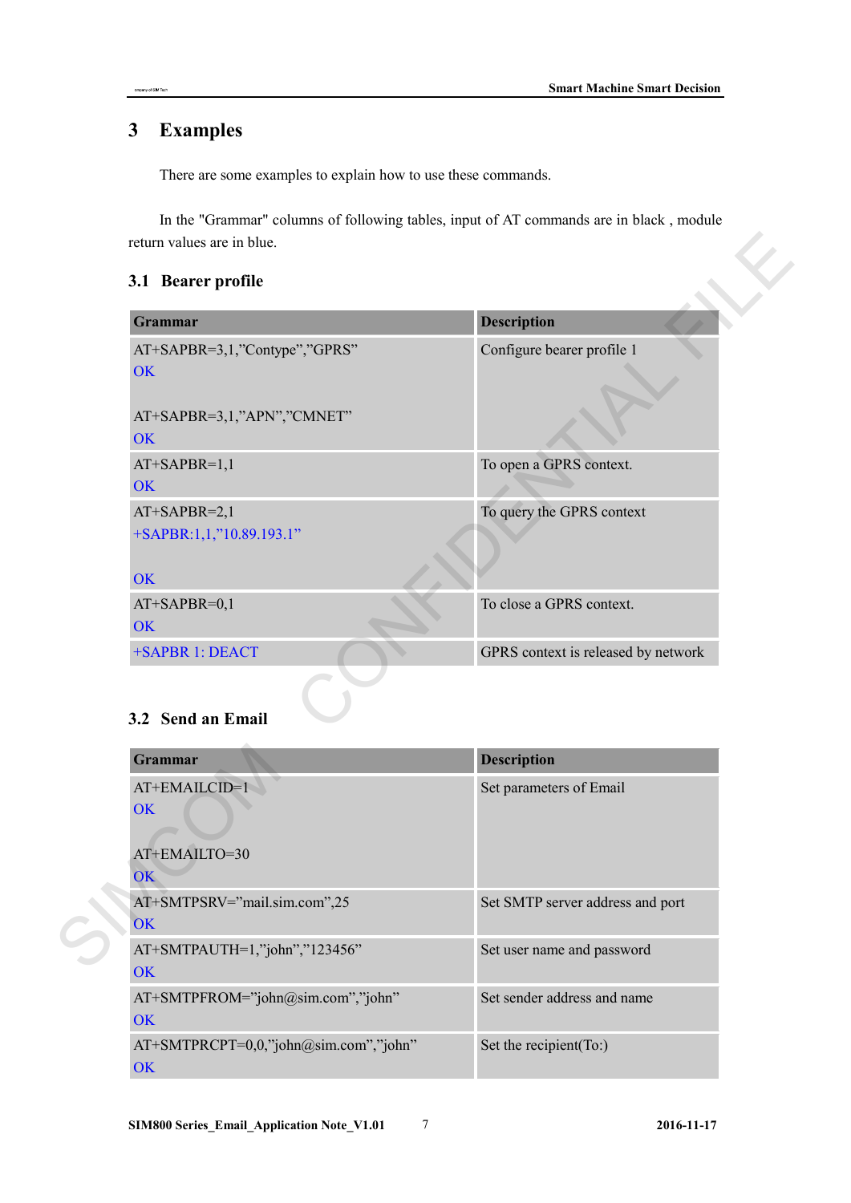# 3 Examples

There are some examples to explain how to use these commands.

In the "Grammar" columns of following tables, input of AT commands are in black , module return values are in blue.

## 3.1 Bearer profile

| Grammar | Description |
|---|---|
| AT+SAPBR=3,1,"Contype","GPRS"<br>OK<br><br>AT+SAPBR=3,1,"APN","CMNET"<br>OK | Configure bearer profile 1 |
| AT+SAPBR=1,1<br>OK | To open a GPRS context. |
| AT+SAPBR=2,1<br>+SAPBR:1,1,"10.89.193.1"<br><br>OK | To query the GPRS context |
| AT+SAPBR=0,1<br>OK | To close a GPRS context. |
| +SAPBR 1: DEACT | GPRS context is released by network |

## 3.2 Send an Email

| Grammar | Description |
|---|---|
| AT+EMAILCID=1<br>OK<br><br>AT+EMAILTO=30<br>OK | Set parameters of Email |
| AT+SMTPSRV="mail.sim.com",25<br>OK | Set SMTP server address and port |
| AT+SMTPAUTH=1,"john","123456"<br>OK | Set user name and password |
| AT+SMTPFROM="john@sim.com","john"<br>OK | Set sender address and name |
| AT+SMTPRCPT=0,0,"john@sim.com","john"<br>OK | Set the recipient(To:) |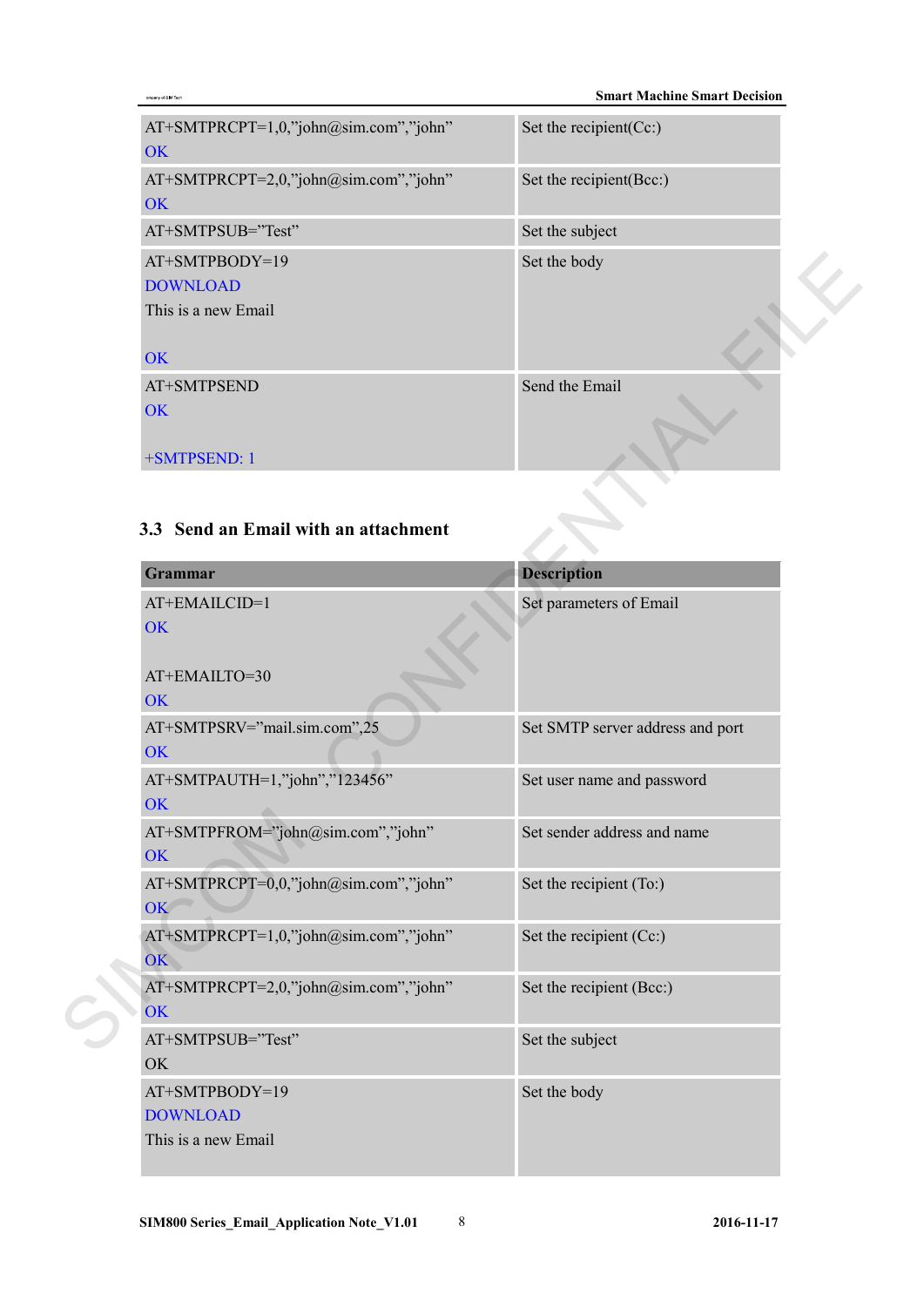| | |
|---|---|
| AT+SMTPRCPT=1,0,"john@sim.com","john"<br>OK | Set the recipient(Cc:) |
| AT+SMTPRCPT=2,0,"john@sim.com","john"<br>OK | Set the recipient(Bcc:) |
| AT+SMTPSUB="Test" | Set the subject |
| AT+SMTPBODY=19<br>DOWNLOAD<br>This is a new Email<br><br>OK | Set the body |
| AT+SMTPSEND<br>OK<br><br>+SMTPSEND: 1 | Send the Email |

### 3.3 Send an Email with an attachment

| Grammar | Description |
|---|---|
| AT+EMAILCID=1<br>OK<br><br>AT+EMAILTO=30<br>OK | Set parameters of Email |
| AT+SMTPSRV="mail.sim.com",25<br>OK | Set SMTP server address and port |
| AT+SMTPAUTH=1,"john","123456"<br>OK | Set user name and password |
| AT+SMTPFROM="john@sim.com","john"<br>OK | Set sender address and name |
| AT+SMTPRCPT=0,0,"john@sim.com","john"<br>OK | Set the recipient (To:) |
| AT+SMTPRCPT=1,0,"john@sim.com","john"<br>OK | Set the recipient (Cc:) |
| AT+SMTPRCPT=2,0,"john@sim.com","john"<br>OK | Set the recipient (Bcc:) |
| AT+SMTPSUB="Test"<br>OK | Set the subject |
| AT+SMTPBODY=19<br>DOWNLOAD<br>This is a new Email | Set the body |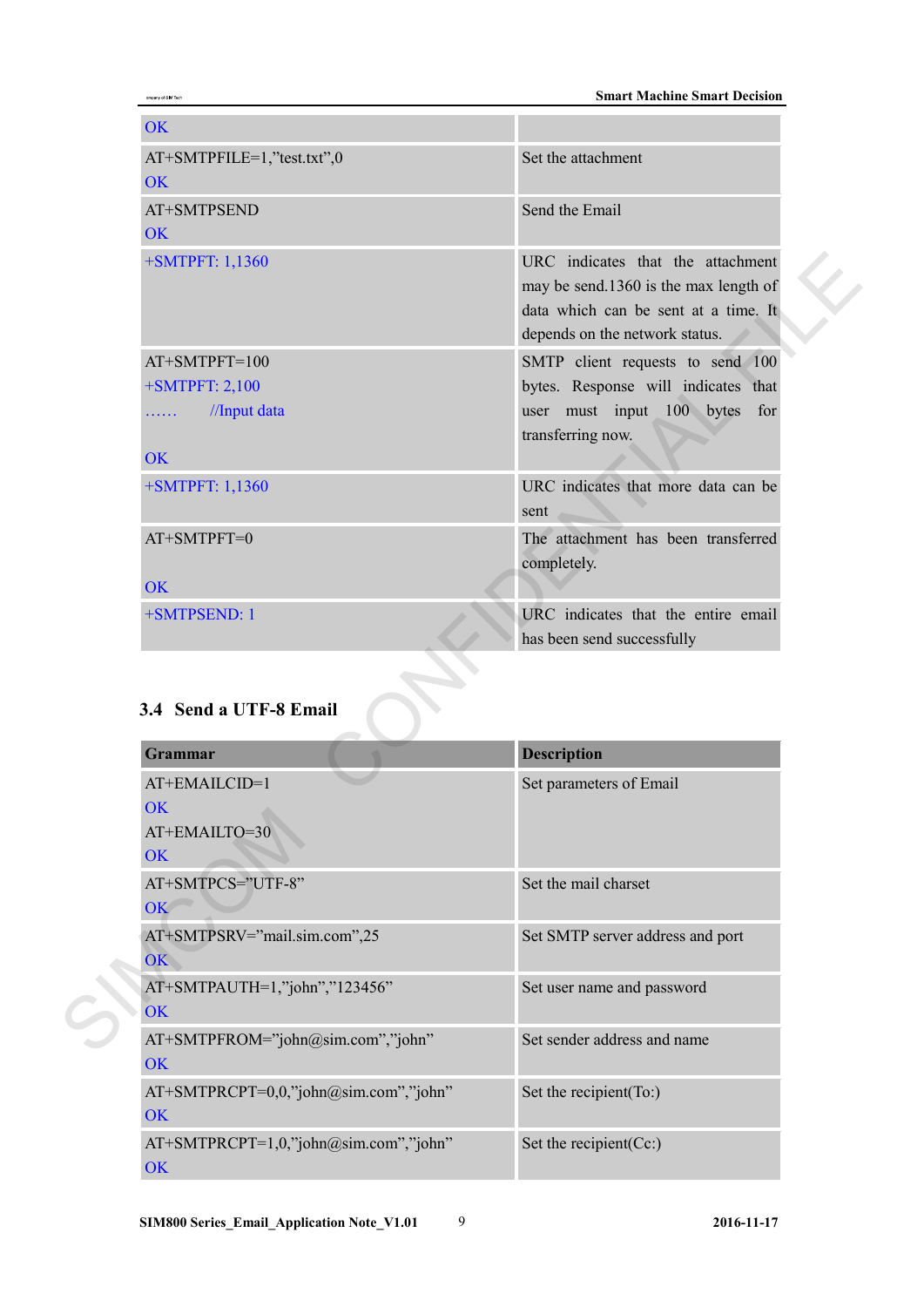| | |
|---|---|
| OK | |
| AT+SMTPFILE=1,"test.txt",0<br>OK | Set the attachment |
| AT+SMTPSEND<br>OK | Send the Email |
| +SMTPFT: 1,1360 | URC indicates that the attachment may be send.1360 is the max length of data which can be sent at a time. It depends on the network status. |
| AT+SMTPFT=100<br>+SMTPFT: 2,100<br>…… //Input data<br><br>OK | SMTP client requests to send 100 bytes. Response will indicates that user must input 100 bytes for transferring now. |
| +SMTPFT: 1,1360 | URC indicates that more data can be sent |
| AT+SMTPFT=0<br><br>OK | The attachment has been transferred completely. |
| +SMTPSEND: 1 | URC indicates that the entire email has been send successfully |

## 3.4 Send a UTF-8 Email

| Grammar | Description |
|---|---|
| AT+EMAILCID=1<br>OK<br>AT+EMAILTO=30<br>OK | Set parameters of Email |
| AT+SMTPCS="UTF-8"<br>OK | Set the mail charset |
| AT+SMTPSRV="mail.sim.com",25<br>OK | Set SMTP server address and port |
| AT+SMTPAUTH=1,"john","123456"<br>OK | Set user name and password |
| AT+SMTPFROM="john@sim.com","john"<br>OK | Set sender address and name |
| AT+SMTPRCPT=0,0,"john@sim.com","john"<br>OK | Set the recipient(To:) |
| AT+SMTPRCPT=1,0,"john@sim.com","john"<br>OK | Set the recipient(Cc:) |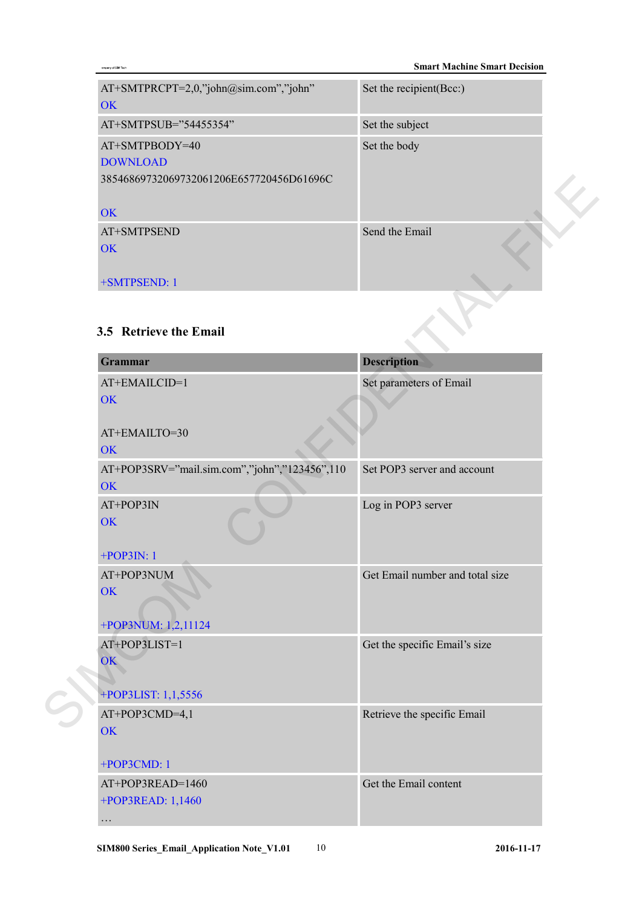| | |
|---|---|
| AT+SMTPRCPT=2,0,"john@sim.com","john"<br>OK | Set the recipient(Bcc:) |
| AT+SMTPSUB="54455354" | Set the subject |
| AT+SMTPBODY=40<br>DOWNLOAD<br>3854686973206973206120 6E657720456D61696C<br><br>OK | Set the body |
| AT+SMTPSEND<br>OK<br><br>+SMTPSEND: 1 | Send the Email |

## 3.5 Retrieve the Email

| Grammar | Description |
|---|---|
| AT+EMAILCID=1<br>OK<br><br>AT+EMAILTO=30<br>OK | Set parameters of Email |
| AT+POP3SRV="mail.sim.com","john","123456",110<br>OK | Set POP3 server and account |
| AT+POP3IN<br>OK<br><br>+POP3IN: 1 | Log in POP3 server |
| AT+POP3NUM<br>OK<br><br>+POP3NUM: 1,2,11124 | Get Email number and total size |
| AT+POP3LIST=1<br>OK<br><br>+POP3LIST: 1,1,5556 | Get the specific Email's size |
| AT+POP3CMD=4,1<br>OK<br><br>+POP3CMD: 1 | Retrieve the specific Email |
| AT+POP3READ=1460<br>+POP3READ: 1,1460<br>… | Get the Email content |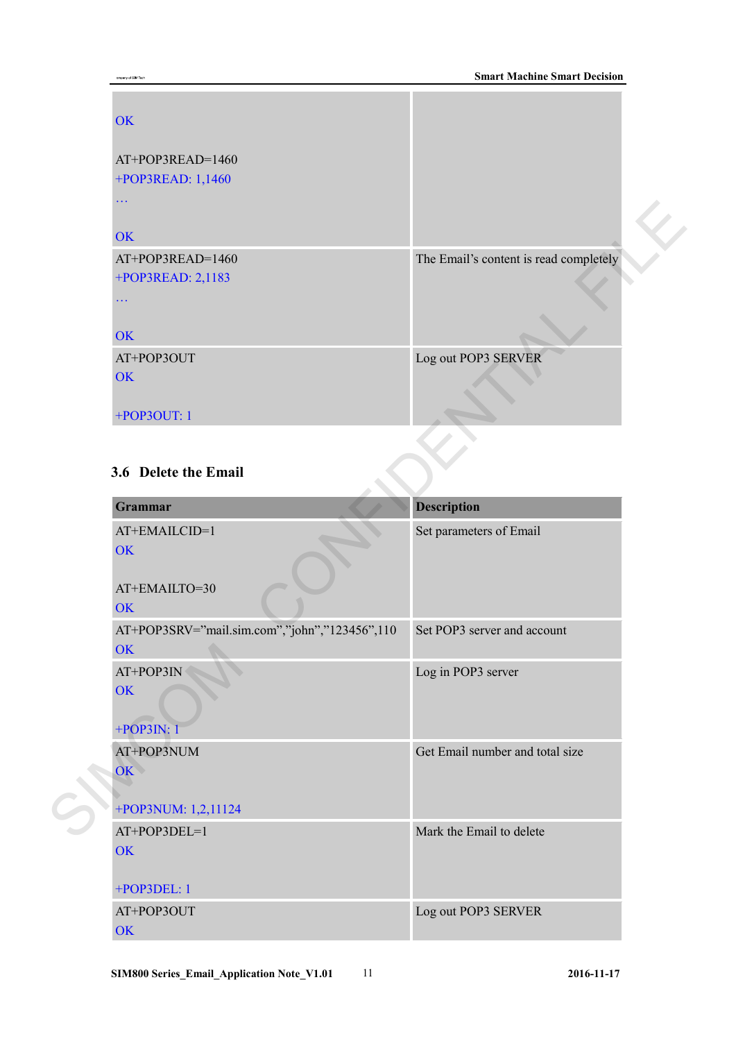| | |
|---|---|
| OK<br><br>AT+POP3READ=1460<br>+POP3READ: 1,1460<br>…<br><br>OK | |
| AT+POP3READ=1460<br>+POP3READ: 2,1183<br>…<br><br>OK | The Email's content is read completely |
| AT+POP3OUT<br>OK<br><br>+POP3OUT: 1 | Log out POP3 SERVER |

## 3.6 Delete the Email

| Grammar | Description |
|---|---|
| AT+EMAILCID=1<br>OK<br><br>AT+EMAILTO=30<br>OK | Set parameters of Email |
| AT+POP3SRV="mail.sim.com","john","123456",110<br>OK | Set POP3 server and account |
| AT+POP3IN<br>OK<br><br>+POP3IN: 1 | Log in POP3 server |
| AT+POP3NUM<br>OK<br><br>+POP3NUM: 1,2,11124 | Get Email number and total size |
| AT+POP3DEL=1<br>OK<br><br>+POP3DEL: 1 | Mark the Email to delete |
| AT+POP3OUT<br>OK | Log out POP3 SERVER |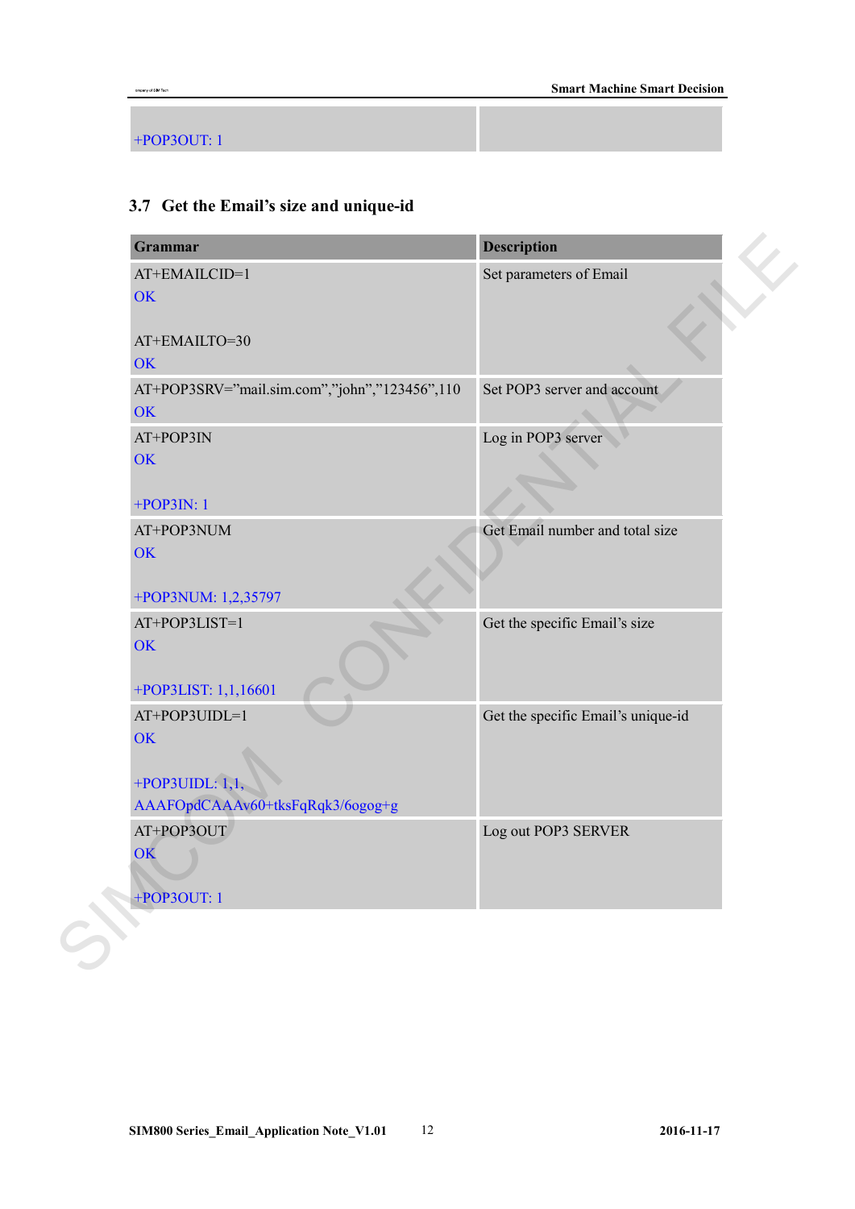| | |
|---|---|
| +POP3OUT: 1 | |

## 3.7 Get the Email's size and unique-id

| Grammar | Description |
|---|---|
| AT+EMAILCID=1<br>OK<br><br>AT+EMAILTO=30<br>OK | Set parameters of Email |
| AT+POP3SRV="mail.sim.com","john","123456",110<br>OK | Set POP3 server and account |
| AT+POP3IN<br>OK<br><br>+POP3IN: 1 | Log in POP3 server |
| AT+POP3NUM<br>OK<br><br>+POP3NUM: 1,2,35797 | Get Email number and total size |
| AT+POP3LIST=1<br>OK<br><br>+POP3LIST: 1,1,16601 | Get the specific Email's size |
| AT+POP3UIDL=1<br>OK<br><br>+POP3UIDL: 1,1,<br>AAAFOpdCAAAv60+tksFqRqk3/6ogog+g | Get the specific Email's unique-id |
| AT+POP3OUT<br>OK<br><br>+POP3OUT: 1 | Log out POP3 SERVER |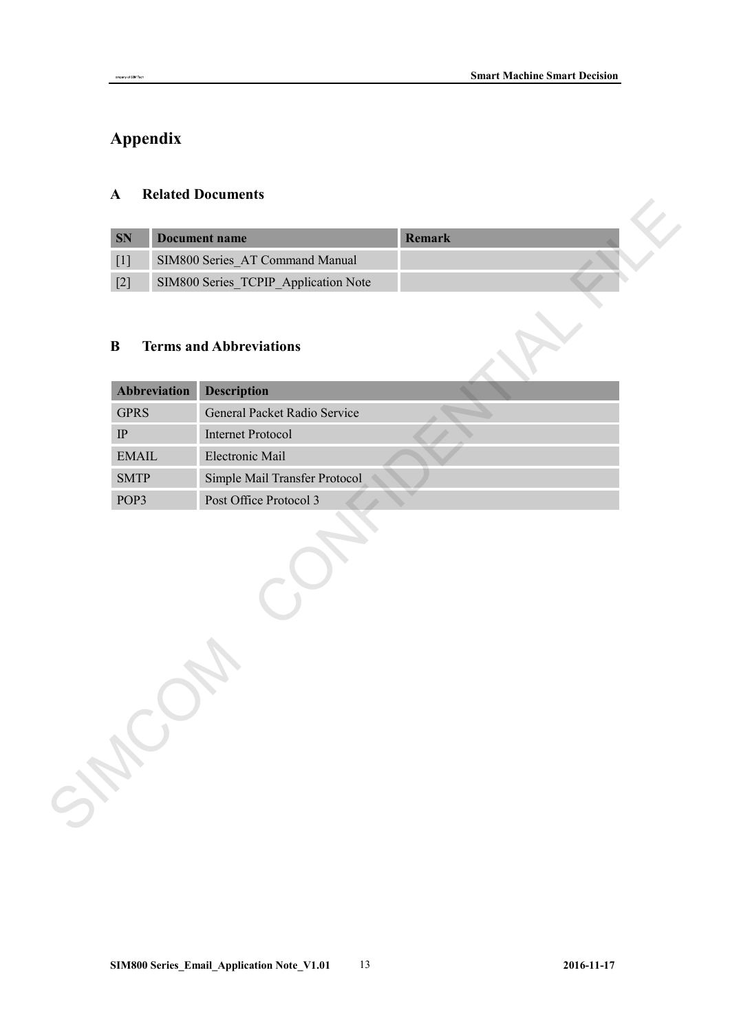# Appendix

## A Related Documents

| SN | Document name | Remark |
|---|---|---|
| [1] | SIM800 Series_AT Command Manual | |
| [2] | SIM800 Series_TCPIP_Application Note | |

## B Terms and Abbreviations

| Abbreviation | Description |
|---|---|
| GPRS | General Packet Radio Service |
| IP | Internet Protocol |
| EMAIL | Electronic Mail |
| SMTP | Simple Mail Transfer Protocol |
| POP3 | Post Office Protocol 3 |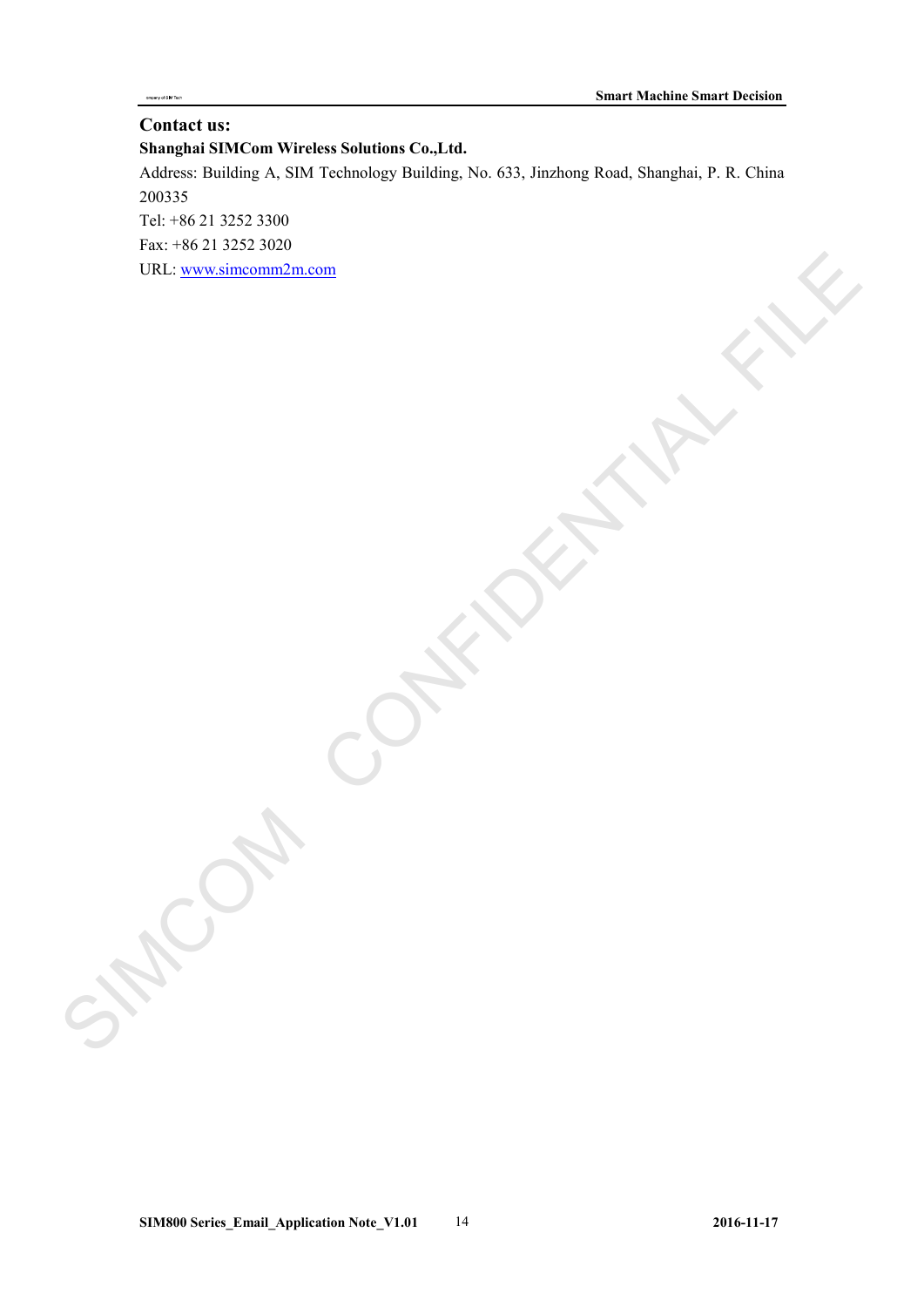**Contact us:**

**Shanghai SIMCom Wireless Solutions Co.,Ltd.**

Address: Building A, SIM Technology Building, No. 633, Jinzhong Road, Shanghai, P. R. China 200335

Tel: +86 21 3252 3300

Fax: +86 21 3252 3020

URL: www.simcomm2m.com